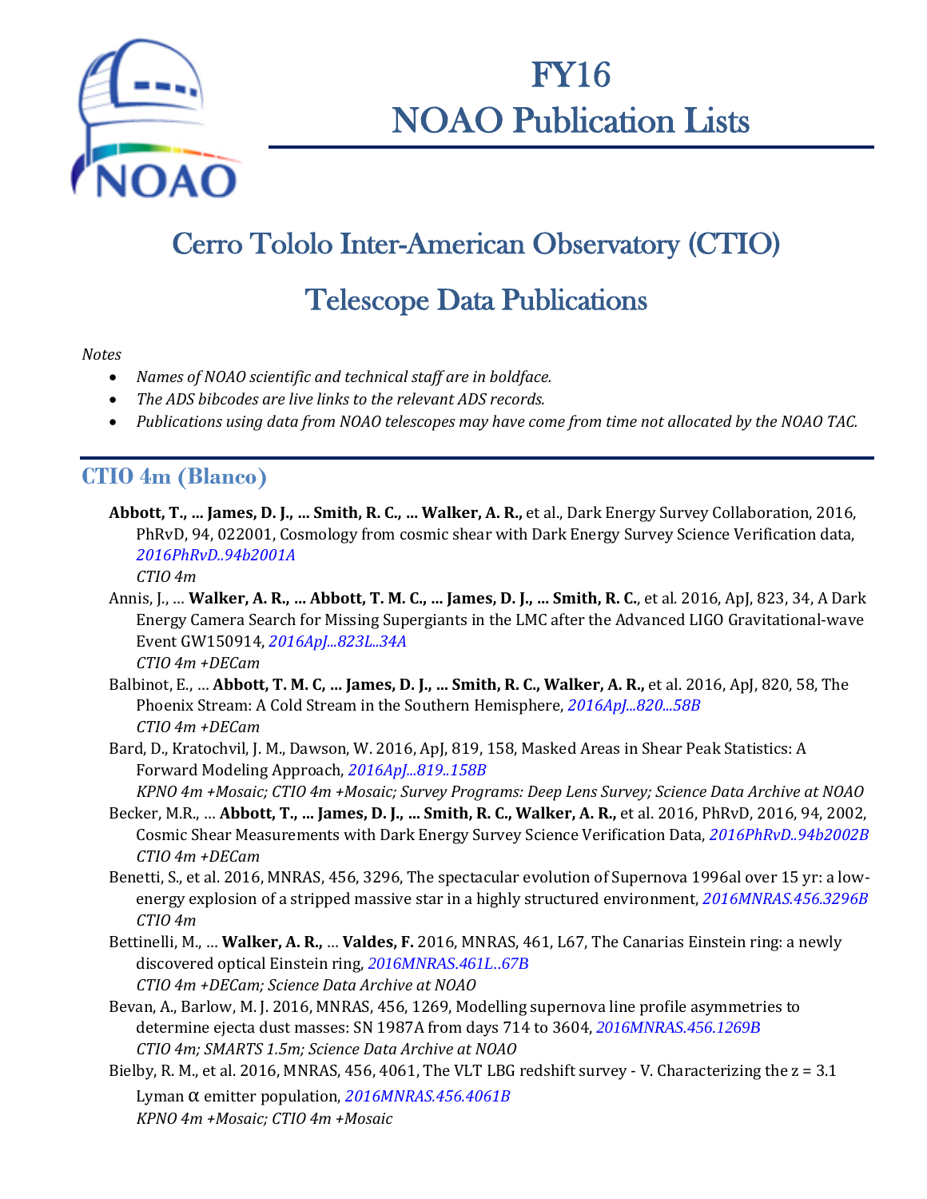# FY16 NOAO Publication Lists

## Cerro Tololo Inter-American Observatory (CTIO)

## Telescope Data Publications

*Notes*

- *Names of NOAO scientific and technical staff are in boldface.*
- *The ADS bibcodes are live links to the relevant ADS records.*
- *Publications using data from NOAO telescopes may have come from time not allocated by the NOAO TAC.*

### CTIO 4m (Blanco)

**Abbott, T., … James, D. J., … Smith, R. C., … Walker, A. R.,** et al., Dark Energy Survey Collaboration, 2016, PhRvD, 94, 022001, Cosmology from cosmic shear with Dark Energy Survey Science Verification data, *2016PhRvD..94b2001A*
*CTIO 4m*

Annis, J., … **Walker, A. R., … Abbott, T. M. C., … James, D. J., … Smith, R. C.**, et al. 2016, ApJ, 823, 34, A Dark Energy Camera Search for Missing Supergiants in the LMC after the Advanced LIGO Gravitational-wave Event GW150914, *2016ApJ...823L..34A*
*CTIO 4m +DECam*

Balbinot, E., … **Abbott, T. M. C, … James, D. J., … Smith, R. C., Walker, A. R.,** et al. 2016, ApJ, 820, 58, The Phoenix Stream: A Cold Stream in the Southern Hemisphere, *2016ApJ...820...58B*
*CTIO 4m +DECam*

Bard, D., Kratochvil, J. M., Dawson, W. 2016, ApJ, 819, 158, Masked Areas in Shear Peak Statistics: A Forward Modeling Approach, *2016ApJ...819..158B*
*KPNO 4m +Mosaic; CTIO 4m +Mosaic; Survey Programs: Deep Lens Survey; Science Data Archive at NOAO*

Becker, M.R., … **Abbott, T., … James, D. J., … Smith, R. C., Walker, A. R.,** et al. 2016, PhRvD, 2016, 94, 2002, Cosmic Shear Measurements with Dark Energy Survey Science Verification Data, *2016PhRvD..94b2002B*
*CTIO 4m +DECam*

Benetti, S., et al. 2016, MNRAS, 456, 3296, The spectacular evolution of Supernova 1996al over 15 yr: a low-energy explosion of a stripped massive star in a highly structured environment, *2016MNRAS.456.3296B*
*CTIO 4m*

Bettinelli, M., … **Walker, A. R.,** … **Valdes, F.** 2016, MNRAS, 461, L67, The Canarias Einstein ring: a newly discovered optical Einstein ring, *2016MNRAS.461L..67B*
*CTIO 4m +DECam; Science Data Archive at NOAO*

Bevan, A., Barlow, M. J. 2016, MNRAS, 456, 1269, Modelling supernova line profile asymmetries to determine ejecta dust masses: SN 1987A from days 714 to 3604, *2016MNRAS.456.1269B*
*CTIO 4m; SMARTS 1.5m; Science Data Archive at NOAO*

Bielby, R. M., et al. 2016, MNRAS, 456, 4061, The VLT LBG redshift survey - V. Characterizing the z = 3.1 Lyman α emitter population, *2016MNRAS.456.4061B*
*KPNO 4m +Mosaic; CTIO 4m +Mosaic*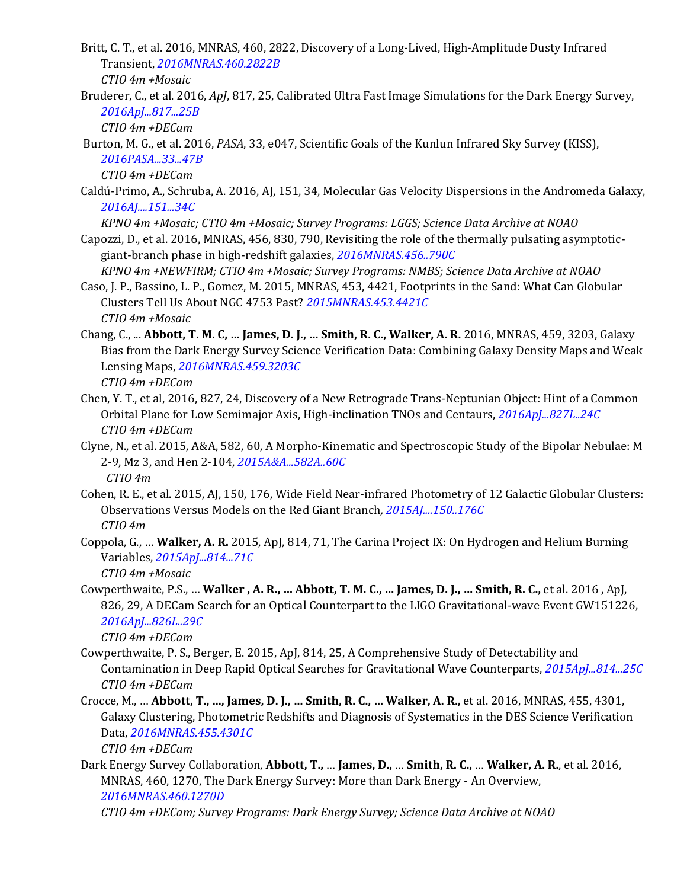Britt, C. T., et al. 2016, MNRAS, 460, 2822, Discovery of a Long-Lived, High-Amplitude Dusty Infrared Transient, *2016MNRAS.460.2822B*
*CTIO 4m +Mosaic*

Bruderer, C., et al. 2016, *ApJ*, 817, 25, Calibrated Ultra Fast Image Simulations for the Dark Energy Survey, *2016ApJ...817...25B*
*CTIO 4m +DECam*

Burton, M. G., et al. 2016, *PASA*, 33, e047, Scientific Goals of the Kunlun Infrared Sky Survey (KISS), *2016PASA...33...47B*
*CTIO 4m +DECam*

Caldú-Primo, A., Schruba, A. 2016, AJ, 151, 34, Molecular Gas Velocity Dispersions in the Andromeda Galaxy, *2016AJ....151...34C*
*KPNO 4m +Mosaic; CTIO 4m +Mosaic; Survey Programs: LGGS; Science Data Archive at NOAO*

Capozzi, D., et al. 2016, MNRAS, 456, 830, 790, Revisiting the role of the thermally pulsating asymptotic-giant-branch phase in high-redshift galaxies, *2016MNRAS.456..790C*
*KPNO 4m +NEWFIRM; CTIO 4m +Mosaic; Survey Programs: NMBS; Science Data Archive at NOAO*

Caso, J. P., Bassino, L. P., Gomez, M. 2015, MNRAS, 453, 4421, Footprints in the Sand: What Can Globular Clusters Tell Us About NGC 4753 Past? *2015MNRAS.453.4421C*
*CTIO 4m +Mosaic*

Chang, C., ... **Abbott, T. M. C, ... James, D. J., ... Smith, R. C., Walker, A. R.** 2016, MNRAS, 459, 3203, Galaxy Bias from the Dark Energy Survey Science Verification Data: Combining Galaxy Density Maps and Weak Lensing Maps, *2016MNRAS.459.3203C*
*CTIO 4m +DECam*

Chen, Y. T., et al, 2016, 827, 24, Discovery of a New Retrograde Trans-Neptunian Object: Hint of a Common Orbital Plane for Low Semimajor Axis, High-inclination TNOs and Centaurs, *2016ApJ...827L..24C*
*CTIO 4m +DECam*

Clyne, N., et al. 2015, A&A, 582, 60, A Morpho-Kinematic and Spectroscopic Study of the Bipolar Nebulae: M 2-9, Mz 3, and Hen 2-104, *2015A&A...582A..60C*
*CTIO 4m*

Cohen, R. E., et al. 2015, AJ, 150, 176, Wide Field Near-infrared Photometry of 12 Galactic Globular Clusters: Observations Versus Models on the Red Giant Branch, *2015AJ....150..176C*
*CTIO 4m*

Coppola, G., … **Walker, A. R.** 2015, ApJ, 814, 71, The Carina Project IX: On Hydrogen and Helium Burning Variables, *2015ApJ...814...71C*
*CTIO 4m +Mosaic*

Cowperthwaite, P.S., … **Walker , A. R., ... Abbott, T. M. C., ... James, D. J., ... Smith, R. C.,** et al. 2016 , ApJ, 826, 29, A DECam Search for an Optical Counterpart to the LIGO Gravitational-wave Event GW151226, *2016ApJ...826L..29C*
*CTIO 4m +DECam*

Cowperthwaite, P. S., Berger, E. 2015, ApJ, 814, 25, A Comprehensive Study of Detectability and Contamination in Deep Rapid Optical Searches for Gravitational Wave Counterparts, *2015ApJ...814...25C*
*CTIO 4m +DECam*

Crocce, M., … **Abbott, T., ..., James, D. J., ... Smith, R. C., ... Walker, A. R.,** et al. 2016, MNRAS, 455, 4301, Galaxy Clustering, Photometric Redshifts and Diagnosis of Systematics in the DES Science Verification Data, *2016MNRAS.455.4301C*
*CTIO 4m +DECam*

Dark Energy Survey Collaboration, **Abbott, T.,** … **James, D.,** … **Smith, R. C.,** … **Walker, A. R.**, et al. 2016, MNRAS, 460, 1270, The Dark Energy Survey: More than Dark Energy - An Overview, *2016MNRAS.460.1270D*
*CTIO 4m +DECam; Survey Programs: Dark Energy Survey; Science Data Archive at NOAO*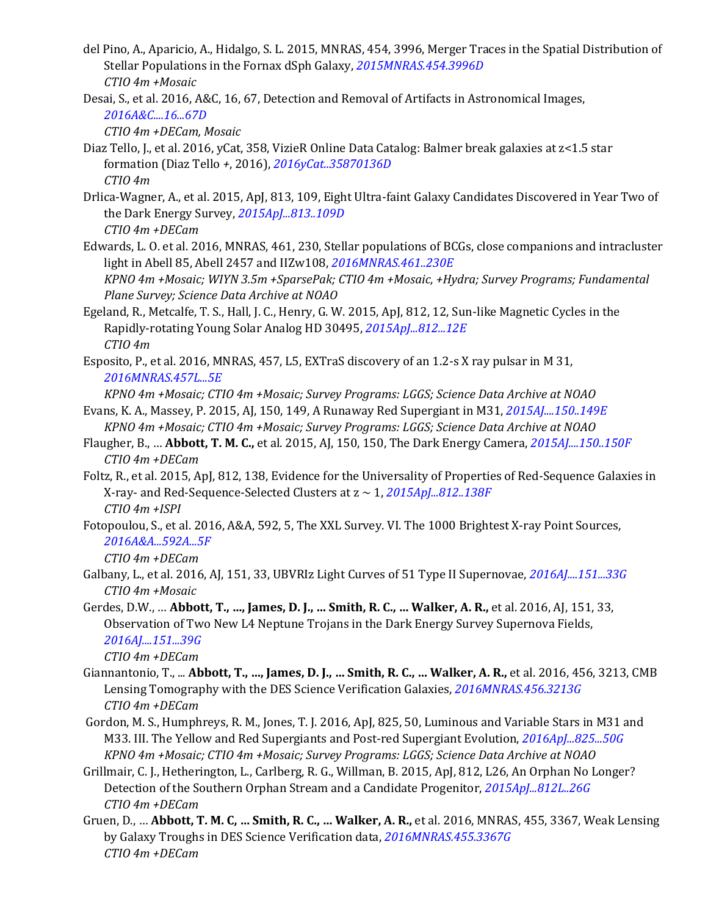del Pino, A., Aparicio, A., Hidalgo, S. L. 2015, MNRAS, 454, 3996, Merger Traces in the Spatial Distribution of Stellar Populations in the Fornax dSph Galaxy, *2015MNRAS.454.3996D*
*CTIO 4m +Mosaic*

Desai, S., et al. 2016, A&C, 16, 67, Detection and Removal of Artifacts in Astronomical Images, *2016A&C....16...67D*
*CTIO 4m +DECam, Mosaic*

Diaz Tello, J., et al. 2016, yCat, 358, VizieR Online Data Catalog: Balmer break galaxies at z<1.5 star formation (Diaz Tello +, 2016), *2016yCat..35870136D*
*CTIO 4m*

Drlica-Wagner, A., et al. 2015, ApJ, 813, 109, Eight Ultra-faint Galaxy Candidates Discovered in Year Two of the Dark Energy Survey, *2015ApJ...813..109D*
*CTIO 4m +DECam*

Edwards, L. O. et al. 2016, MNRAS, 461, 230, Stellar populations of BCGs, close companions and intracluster light in Abell 85, Abell 2457 and IIZw108, *2016MNRAS.461..230E*
*KPNO 4m +Mosaic; WIYN 3.5m +SparsePak; CTIO 4m +Mosaic, +Hydra; Survey Programs; Fundamental Plane Survey; Science Data Archive at NOAO*

Egeland, R., Metcalfe, T. S., Hall, J. C., Henry, G. W. 2015, ApJ, 812, 12, Sun-like Magnetic Cycles in the Rapidly-rotating Young Solar Analog HD 30495, *2015ApJ...812...12E*
*CTIO 4m*

Esposito, P., et al. 2016, MNRAS, 457, L5, EXTraS discovery of an 1.2-s X ray pulsar in M 31, *2016MNRAS.457L...5E*
*KPNO 4m +Mosaic; CTIO 4m +Mosaic; Survey Programs: LGGS; Science Data Archive at NOAO*

Evans, K. A., Massey, P. 2015, AJ, 150, 149, A Runaway Red Supergiant in M31, *2015AJ....150..149E*
*KPNO 4m +Mosaic; CTIO 4m +Mosaic; Survey Programs: LGGS; Science Data Archive at NOAO*

Flaugher, B., … **Abbott, T. M. C.,** et al. 2015, AJ, 150, 150, The Dark Energy Camera, *2015AJ....150..150F*
*CTIO 4m +DECam*

Foltz, R., et al. 2015, ApJ, 812, 138, Evidence for the Universality of Properties of Red-Sequence Galaxies in X-ray- and Red-Sequence-Selected Clusters at z ~ 1, *2015ApJ...812..138F*
*CTIO 4m +ISPI*

Fotopoulou, S., et al. 2016, A&A, 592, 5, The XXL Survey. VI. The 1000 Brightest X-ray Point Sources, *2016A&A...592A...5F*
*CTIO 4m +DECam*

Galbany, L., et al. 2016, AJ, 151, 33, UBVRIz Light Curves of 51 Type II Supernovae, *2016AJ....151...33G*
*CTIO 4m +Mosaic*

Gerdes, D.W., … **Abbott, T., …, James, D. J., … Smith, R. C., … Walker, A. R.,** et al. 2016, AJ, 151, 33, Observation of Two New L4 Neptune Trojans in the Dark Energy Survey Supernova Fields, *2016AJ....151...39G*
*CTIO 4m +DECam*

Giannantonio, T., ... **Abbott, T., …, James, D. J., … Smith, R. C., … Walker, A. R.,** et al. 2016, 456, 3213, CMB Lensing Tomography with the DES Science Verification Galaxies, *2016MNRAS.456.3213G*
*CTIO 4m +DECam*

Gordon, M. S., Humphreys, R. M., Jones, T. J. 2016, ApJ, 825, 50, Luminous and Variable Stars in M31 and M33. III. The Yellow and Red Supergiants and Post-red Supergiant Evolution, *2016ApJ...825...50G*
*KPNO 4m +Mosaic; CTIO 4m +Mosaic; Survey Programs: LGGS; Science Data Archive at NOAO*

Grillmair, C. J., Hetherington, L., Carlberg, R. G., Willman, B. 2015, ApJ, 812, L26, An Orphan No Longer? Detection of the Southern Orphan Stream and a Candidate Progenitor, *2015ApJ...812L..26G*
*CTIO 4m +DECam*

Gruen, D., … **Abbott, T. M. C, … Smith, R. C., … Walker, A. R.,** et al. 2016, MNRAS, 455, 3367, Weak Lensing by Galaxy Troughs in DES Science Verification data, *2016MNRAS.455.3367G*
*CTIO 4m +DECam*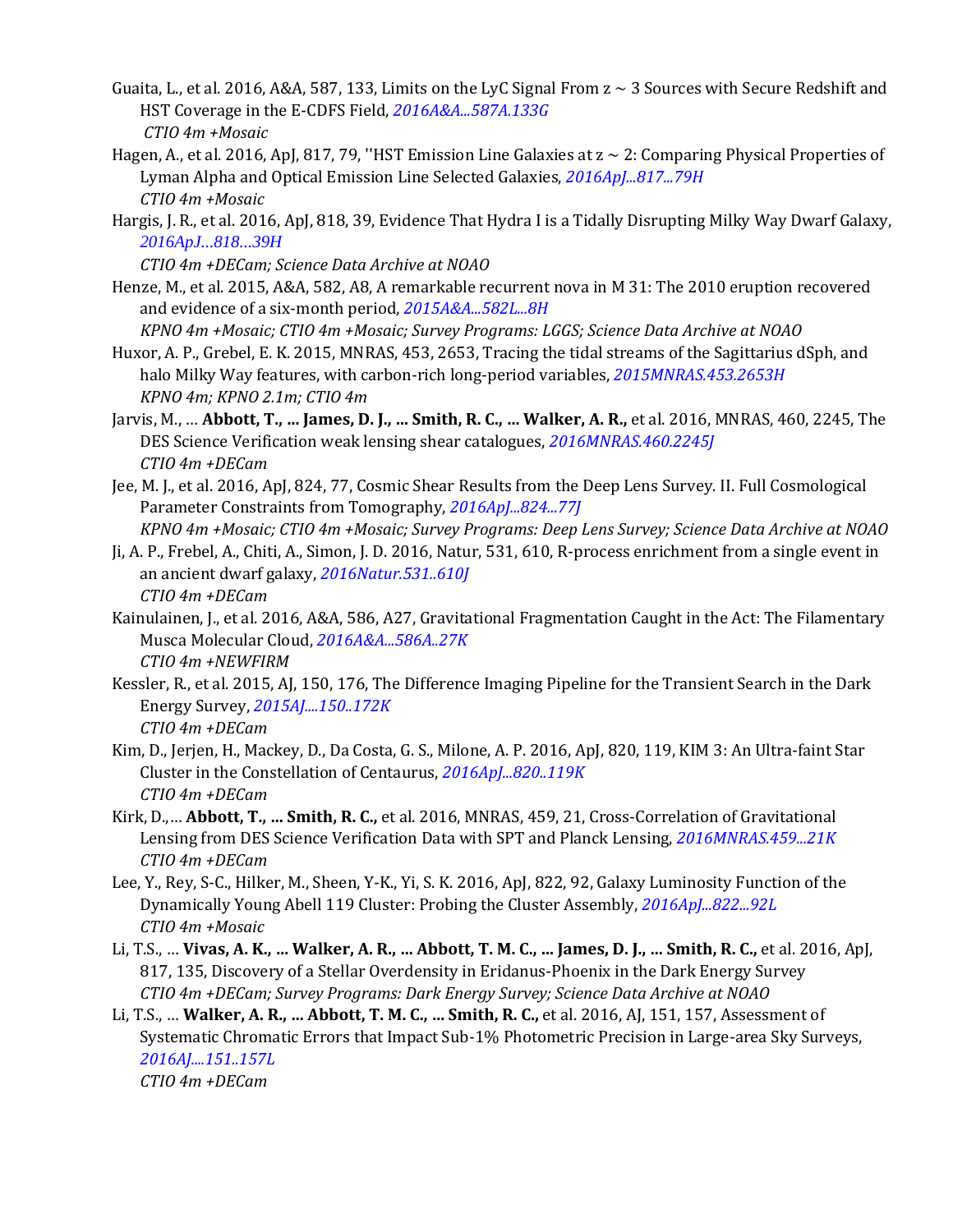Guaita, L., et al. 2016, A&A, 587, 133, Limits on the LyC Signal From z ~ 3 Sources with Secure Redshift and HST Coverage in the E-CDFS Field, *2016A&A...587A.133G*
*CTIO 4m +Mosaic*

Hagen, A., et al. 2016, ApJ, 817, 79, ''HST Emission Line Galaxies at z ~ 2: Comparing Physical Properties of Lyman Alpha and Optical Emission Line Selected Galaxies, *2016ApJ...817...79H*
*CTIO 4m +Mosaic*

Hargis, J. R., et al. 2016, ApJ, 818, 39, Evidence That Hydra I is a Tidally Disrupting Milky Way Dwarf Galaxy, *2016ApJ…818…39H*
*CTIO 4m +DECam; Science Data Archive at NOAO*

Henze, M., et al. 2015, A&A, 582, A8, A remarkable recurrent nova in M 31: The 2010 eruption recovered and evidence of a six-month period, *2015A&A...582L...8H*
*KPNO 4m +Mosaic; CTIO 4m +Mosaic; Survey Programs: LGGS; Science Data Archive at NOAO*

Huxor, A. P., Grebel, E. K. 2015, MNRAS, 453, 2653, Tracing the tidal streams of the Sagittarius dSph, and halo Milky Way features, with carbon-rich long-period variables, *2015MNRAS.453.2653H*
*KPNO 4m; KPNO 2.1m; CTIO 4m*

Jarvis, M., … **Abbott, T., … James, D. J., … Smith, R. C., … Walker, A. R.,** et al. 2016, MNRAS, 460, 2245, The DES Science Verification weak lensing shear catalogues, *2016MNRAS.460.2245J*
*CTIO 4m +DECam*

Jee, M. J., et al. 2016, ApJ, 824, 77, Cosmic Shear Results from the Deep Lens Survey. II. Full Cosmological Parameter Constraints from Tomography, *2016ApJ...824...77J*
*KPNO 4m +Mosaic; CTIO 4m +Mosaic; Survey Programs: Deep Lens Survey; Science Data Archive at NOAO*

Ji, A. P., Frebel, A., Chiti, A., Simon, J. D. 2016, Natur, 531, 610, R-process enrichment from a single event in an ancient dwarf galaxy, *2016Natur.531..610J*
*CTIO 4m +DECam*

Kainulainen, J., et al. 2016, A&A, 586, A27, Gravitational Fragmentation Caught in the Act: The Filamentary Musca Molecular Cloud, *2016A&A...586A..27K*
*CTIO 4m +NEWFIRM*

Kessler, R., et al. 2015, AJ, 150, 176, The Difference Imaging Pipeline for the Transient Search in the Dark Energy Survey, *2015AJ....150..172K*
*CTIO 4m +DECam*

Kim, D., Jerjen, H., Mackey, D., Da Costa, G. S., Milone, A. P. 2016, ApJ, 820, 119, KIM 3: An Ultra-faint Star Cluster in the Constellation of Centaurus, *2016ApJ...820..119K*
*CTIO 4m +DECam*

Kirk, D.,… **Abbott, T., … Smith, R. C.,** et al. 2016, MNRAS, 459, 21, Cross-Correlation of Gravitational Lensing from DES Science Verification Data with SPT and Planck Lensing, *2016MNRAS.459...21K*
*CTIO 4m +DECam*

Lee, Y., Rey, S-C., Hilker, M., Sheen, Y-K., Yi, S. K. 2016, ApJ, 822, 92, Galaxy Luminosity Function of the Dynamically Young Abell 119 Cluster: Probing the Cluster Assembly, *2016ApJ...822...92L*
*CTIO 4m +Mosaic*

Li, T.S., … **Vivas, A. K., … Walker, A. R., … Abbott, T. M. C., … James, D. J., … Smith, R. C.,** et al. 2016, ApJ, 817, 135, Discovery of a Stellar Overdensity in Eridanus-Phoenix in the Dark Energy Survey
*CTIO 4m +DECam; Survey Programs: Dark Energy Survey; Science Data Archive at NOAO*

Li, T.S., … **Walker, A. R., … Abbott, T. M. C., … Smith, R. C.,** et al. 2016, AJ, 151, 157, Assessment of Systematic Chromatic Errors that Impact Sub-1% Photometric Precision in Large-area Sky Surveys, *2016AJ....151..157L*
*CTIO 4m +DECam*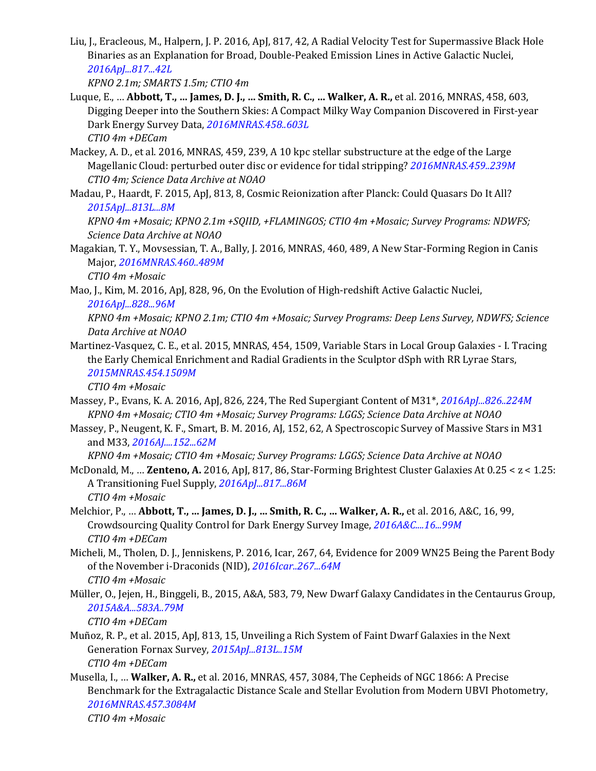Liu, J., Eracleous, M., Halpern, J. P. 2016, ApJ, 817, 42, A Radial Velocity Test for Supermassive Black Hole Binaries as an Explanation for Broad, Double-Peaked Emission Lines in Active Galactic Nuclei, *2016ApJ...817...42L*
*KPNO 2.1m; SMARTS 1.5m; CTIO 4m*

Luque, E., … **Abbott, T., … James, D. J., … Smith, R. C., … Walker, A. R.,** et al. 2016, MNRAS, 458, 603, Digging Deeper into the Southern Skies: A Compact Milky Way Companion Discovered in First-year Dark Energy Survey Data, *2016MNRAS.458..603L*
*CTIO 4m +DECam*

Mackey, A. D., et al. 2016, MNRAS, 459, 239, A 10 kpc stellar substructure at the edge of the Large Magellanic Cloud: perturbed outer disc or evidence for tidal stripping? *2016MNRAS.459..239M*
*CTIO 4m; Science Data Archive at NOAO*

Madau, P., Haardt, F. 2015, ApJ, 813, 8, Cosmic Reionization after Planck: Could Quasars Do It All? *2015ApJ...813L...8M*
*KPNO 4m +Mosaic; KPNO 2.1m +SQIID, +FLAMINGOS; CTIO 4m +Mosaic; Survey Programs: NDWFS; Science Data Archive at NOAO*

Magakian, T. Y., Movsessian, T. A., Bally, J. 2016, MNRAS, 460, 489, A New Star-Forming Region in Canis Major, *2016MNRAS.460..489M*
*CTIO 4m +Mosaic*

Mao, J., Kim, M. 2016, ApJ, 828, 96, On the Evolution of High-redshift Active Galactic Nuclei, *2016ApJ...828...96M*
*KPNO 4m +Mosaic; KPNO 2.1m; CTIO 4m +Mosaic; Survey Programs: Deep Lens Survey, NDWFS; Science Data Archive at NOAO*

Martinez-Vasquez, C. E., et al. 2015, MNRAS, 454, 1509, Variable Stars in Local Group Galaxies - I. Tracing the Early Chemical Enrichment and Radial Gradients in the Sculptor dSph with RR Lyrae Stars, *2015MNRAS.454.1509M*
*CTIO 4m +Mosaic*

Massey, P., Evans, K. A. 2016, ApJ, 826, 224, The Red Supergiant Content of M31*, *2016ApJ...826..224M*
*KPNO 4m +Mosaic; CTIO 4m +Mosaic; Survey Programs: LGGS; Science Data Archive at NOAO*

Massey, P., Neugent, K. F., Smart, B. M. 2016, AJ, 152, 62, A Spectroscopic Survey of Massive Stars in M31 and M33, *2016AJ....152...62M*
*KPNO 4m +Mosaic; CTIO 4m +Mosaic; Survey Programs: LGGS; Science Data Archive at NOAO*

McDonald, M., … **Zenteno, A.** 2016, ApJ, 817, 86, Star-Forming Brightest Cluster Galaxies At 0.25 < z < 1.25: A Transitioning Fuel Supply, *2016ApJ...817...86M*
*CTIO 4m +Mosaic*

Melchior, P., … **Abbott, T., … James, D. J., … Smith, R. C., … Walker, A. R.,** et al. 2016, A&C, 16, 99, Crowdsourcing Quality Control for Dark Energy Survey Image, *2016A&C....16...99M*
*CTIO 4m +DECam*

Micheli, M., Tholen, D. J., Jenniskens, P. 2016, Icar, 267, 64, Evidence for 2009 WN25 Being the Parent Body of the November i-Draconids (NID), *2016Icar..267...64M*
*CTIO 4m +Mosaic*

Müller, O., Jejen, H., Binggeli, B., 2015, A&A, 583, 79, New Dwarf Galaxy Candidates in the Centaurus Group, *2015A&A...583A..79M*
*CTIO 4m +DECam*

Muñoz, R. P., et al. 2015, ApJ, 813, 15, Unveiling a Rich System of Faint Dwarf Galaxies in the Next Generation Fornax Survey, *2015ApJ...813L..15M*
*CTIO 4m +DECam*

Musella, I., … **Walker, A. R.,** et al. 2016, MNRAS, 457, 3084, The Cepheids of NGC 1866: A Precise Benchmark for the Extragalactic Distance Scale and Stellar Evolution from Modern UBVI Photometry, *2016MNRAS.457.3084M*
*CTIO 4m +Mosaic*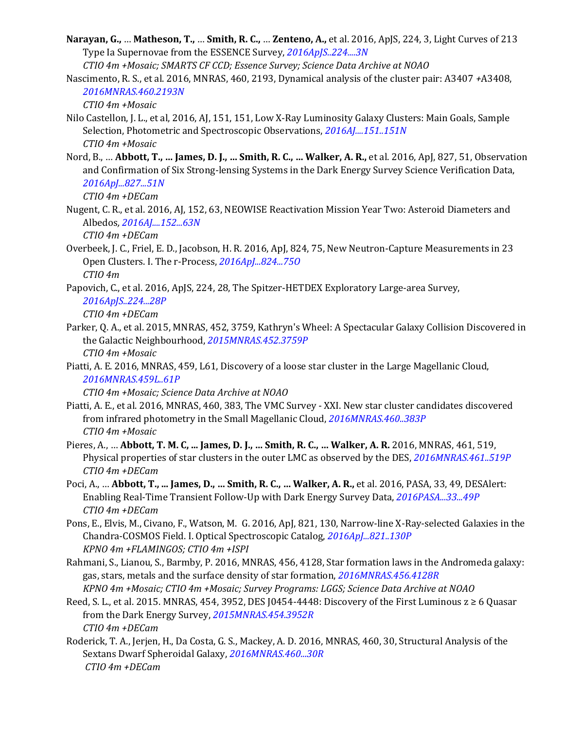**Narayan, G.,** … **Matheson, T.,** … **Smith, R. C.,** … **Zenteno, A.,** et al. 2016, ApJS, 224, 3, Light Curves of 213 Type Ia Supernovae from the ESSENCE Survey, *2016ApJS..224....3N*
*CTIO 4m +Mosaic; SMARTS CF CCD; Essence Survey; Science Data Archive at NOAO*

Nascimento, R. S., et al. 2016, MNRAS, 460, 2193, Dynamical analysis of the cluster pair: A3407 +A3408, *2016MNRAS.460.2193N*
*CTIO 4m +Mosaic*

Nilo Castellon, J. L., et al, 2016, AJ, 151, 151, Low X-Ray Luminosity Galaxy Clusters: Main Goals, Sample Selection, Photometric and Spectroscopic Observations, *2016AJ....151..151N*
*CTIO 4m +Mosaic*

Nord, B., … **Abbott, T., ... James, D. J., ... Smith, R. C., ... Walker, A. R.,** et al. 2016, ApJ, 827, 51, Observation and Confirmation of Six Strong-lensing Systems in the Dark Energy Survey Science Verification Data, *2016ApJ...827...51N*
*CTIO 4m +DECam*

Nugent, C. R., et al. 2016, AJ, 152, 63, NEOWISE Reactivation Mission Year Two: Asteroid Diameters and Albedos, *2016AJ....152...63N*
*CTIO 4m +DECam*

Overbeek, J. C., Friel, E. D., Jacobson, H. R. 2016, ApJ, 824, 75, New Neutron-Capture Measurements in 23 Open Clusters. I. The r-Process, *2016ApJ...824...75O*
*CTIO 4m*

Papovich, C., et al. 2016, ApJS, 224, 28, The Spitzer-HETDEX Exploratory Large-area Survey, *2016ApJS..224...28P*
*CTIO 4m +DECam*

Parker, Q. A., et al. 2015, MNRAS, 452, 3759, Kathryn's Wheel: A Spectacular Galaxy Collision Discovered in the Galactic Neighbourhood, *2015MNRAS.452.3759P*
*CTIO 4m +Mosaic*

Piatti, A. E. 2016, MNRAS, 459, L61, Discovery of a loose star cluster in the Large Magellanic Cloud, *2016MNRAS.459L..61P*
*CTIO 4m +Mosaic; Science Data Archive at NOAO*

Piatti, A. E., et al. 2016, MNRAS, 460, 383, The VMC Survey - XXI. New star cluster candidates discovered from infrared photometry in the Small Magellanic Cloud, *2016MNRAS.460..383P*
*CTIO 4m +Mosaic*

Pieres, A., … **Abbott, T. M. C, ... James, D. J., ... Smith, R. C., ... Walker, A. R.** 2016, MNRAS, 461, 519, Physical properties of star clusters in the outer LMC as observed by the DES, *2016MNRAS.461..519P*
*CTIO 4m +DECam*

Poci, A., … **Abbott, T., ... James, D., ... Smith, R. C., ... Walker, A. R.,** et al. 2016, PASA, 33, 49, DESAlert: Enabling Real-Time Transient Follow-Up with Dark Energy Survey Data, *2016PASA...33...49P*
*CTIO 4m +DECam*

Pons, E., Elvis, M., Civano, F., Watson, M. G. 2016, ApJ, 821, 130, Narrow-line X-Ray-selected Galaxies in the Chandra-COSMOS Field. I. Optical Spectroscopic Catalog, *2016ApJ...821..130P*
*KPNO 4m +FLAMINGOS; CTIO 4m +ISPI*

Rahmani, S., Lianou, S., Barmby, P. 2016, MNRAS, 456, 4128, Star formation laws in the Andromeda galaxy: gas, stars, metals and the surface density of star formation, *2016MNRAS.456.4128R*
*KPNO 4m +Mosaic; CTIO 4m +Mosaic; Survey Programs: LGGS; Science Data Archive at NOAO*

Reed, S. L., et al. 2015. MNRAS, 454, 3952, DES J0454-4448: Discovery of the First Luminous z ≥ 6 Quasar from the Dark Energy Survey, *2015MNRAS.454.3952R*
*CTIO 4m +DECam*

Roderick, T. A., Jerjen, H., Da Costa, G. S., Mackey, A. D. 2016, MNRAS, 460, 30, Structural Analysis of the Sextans Dwarf Spheroidal Galaxy, *2016MNRAS.460...30R*
*CTIO 4m +DECam*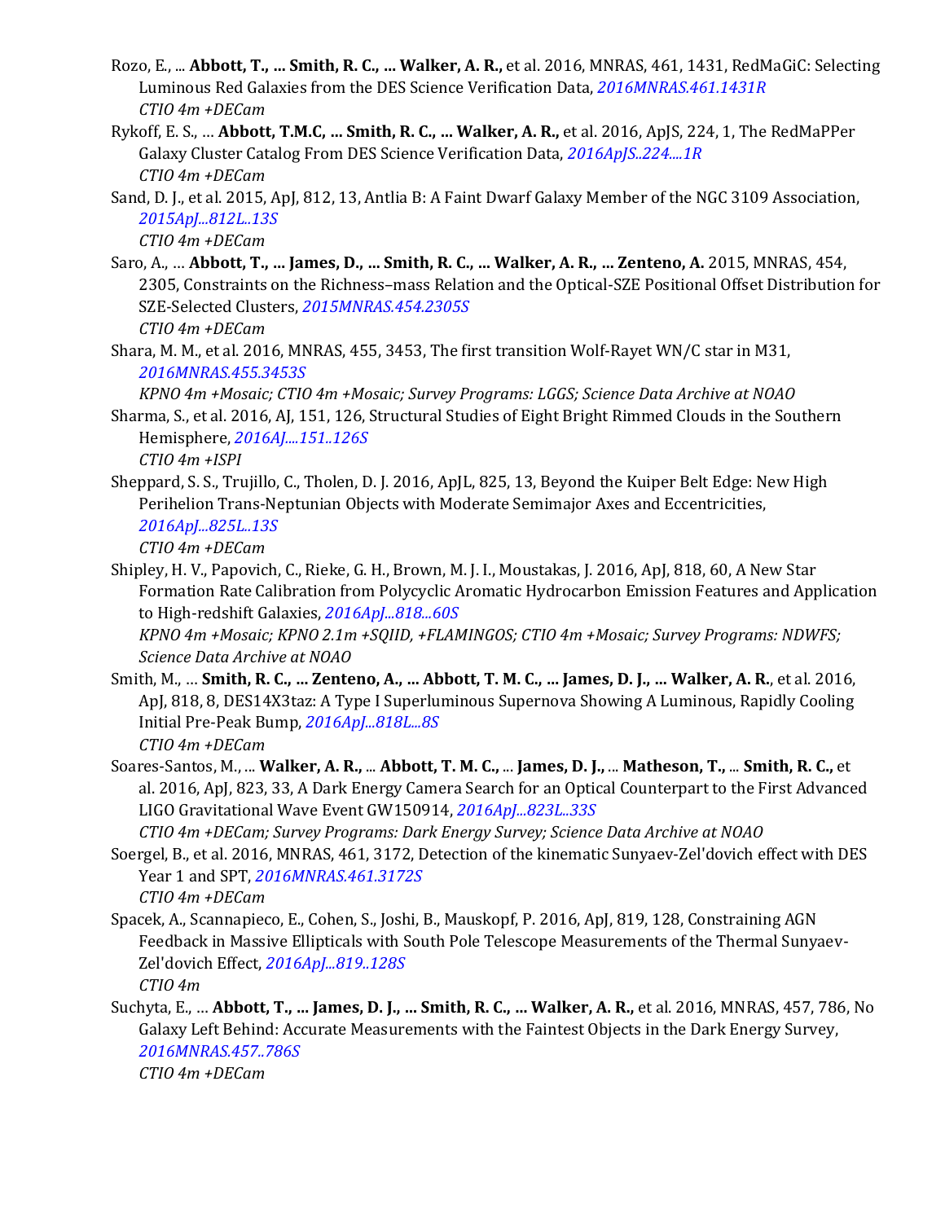Rozo, E., ... **Abbott, T., ... Smith, R. C., ... Walker, A. R.,** et al. 2016, MNRAS, 461, 1431, RedMaGiC: Selecting Luminous Red Galaxies from the DES Science Verification Data, *2016MNRAS.461.1431R*
*CTIO 4m +DECam*

Rykoff, E. S., … **Abbott, T.M.C, ... Smith, R. C., ... Walker, A. R.,** et al. 2016, ApJS, 224, 1, The RedMaPPer Galaxy Cluster Catalog From DES Science Verification Data, *2016ApJS..224....1R*
*CTIO 4m +DECam*

Sand, D. J., et al. 2015, ApJ, 812, 13, Antlia B: A Faint Dwarf Galaxy Member of the NGC 3109 Association, *2015ApJ...812L..13S*
*CTIO 4m +DECam*

Saro, A., … **Abbott, T., ... James, D., ... Smith, R. C., ... Walker, A. R., ... Zenteno, A.** 2015, MNRAS, 454, 2305, Constraints on the Richness–mass Relation and the Optical-SZE Positional Offset Distribution for SZE-Selected Clusters, *2015MNRAS.454.2305S*
*CTIO 4m +DECam*

Shara, M. M., et al. 2016, MNRAS, 455, 3453, The first transition Wolf-Rayet WN/C star in M31, *2016MNRAS.455.3453S*
*KPNO 4m +Mosaic; CTIO 4m +Mosaic; Survey Programs: LGGS; Science Data Archive at NOAO*

Sharma, S., et al. 2016, AJ, 151, 126, Structural Studies of Eight Bright Rimmed Clouds in the Southern Hemisphere, *2016AJ....151..126S*
*CTIO 4m +ISPI*

Sheppard, S. S., Trujillo, C., Tholen, D. J. 2016, ApJL, 825, 13, Beyond the Kuiper Belt Edge: New High Perihelion Trans-Neptunian Objects with Moderate Semimajor Axes and Eccentricities, *2016ApJ...825L..13S*
*CTIO 4m +DECam*

Shipley, H. V., Papovich, C., Rieke, G. H., Brown, M. J. I., Moustakas, J. 2016, ApJ, 818, 60, A New Star Formation Rate Calibration from Polycyclic Aromatic Hydrocarbon Emission Features and Application to High-redshift Galaxies, *2016ApJ...818...60S*
*KPNO 4m +Mosaic; KPNO 2.1m +SQIID, +FLAMINGOS; CTIO 4m +Mosaic; Survey Programs: NDWFS; Science Data Archive at NOAO*

Smith, M., … **Smith, R. C., ... Zenteno, A., ... Abbott, T. M. C., ... James, D. J., ... Walker, A. R.**, et al. 2016, ApJ, 818, 8, DES14X3taz: A Type I Superluminous Supernova Showing A Luminous, Rapidly Cooling Initial Pre-Peak Bump, *2016ApJ...818L...8S*
*CTIO 4m +DECam*

Soares-Santos, M., ... **Walker, A. R.,** ... **Abbott, T. M. C.,** ... **James, D. J.,** ... **Matheson, T.,** ... **Smith, R. C.,** et al. 2016, ApJ, 823, 33, A Dark Energy Camera Search for an Optical Counterpart to the First Advanced LIGO Gravitational Wave Event GW150914, *2016ApJ...823L..33S*
*CTIO 4m +DECam; Survey Programs: Dark Energy Survey; Science Data Archive at NOAO*

Soergel, B., et al. 2016, MNRAS, 461, 3172, Detection of the kinematic Sunyaev-Zel'dovich effect with DES Year 1 and SPT, *2016MNRAS.461.3172S*
*CTIO 4m +DECam*

Spacek, A., Scannapieco, E., Cohen, S., Joshi, B., Mauskopf, P. 2016, ApJ, 819, 128, Constraining AGN Feedback in Massive Ellipticals with South Pole Telescope Measurements of the Thermal Sunyaev-Zel'dovich Effect, *2016ApJ...819..128S*
*CTIO 4m*

Suchyta, E., … **Abbott, T., ... James, D. J., ... Smith, R. C., ... Walker, A. R.,** et al. 2016, MNRAS, 457, 786, No Galaxy Left Behind: Accurate Measurements with the Faintest Objects in the Dark Energy Survey, *2016MNRAS.457..786S*
*CTIO 4m +DECam*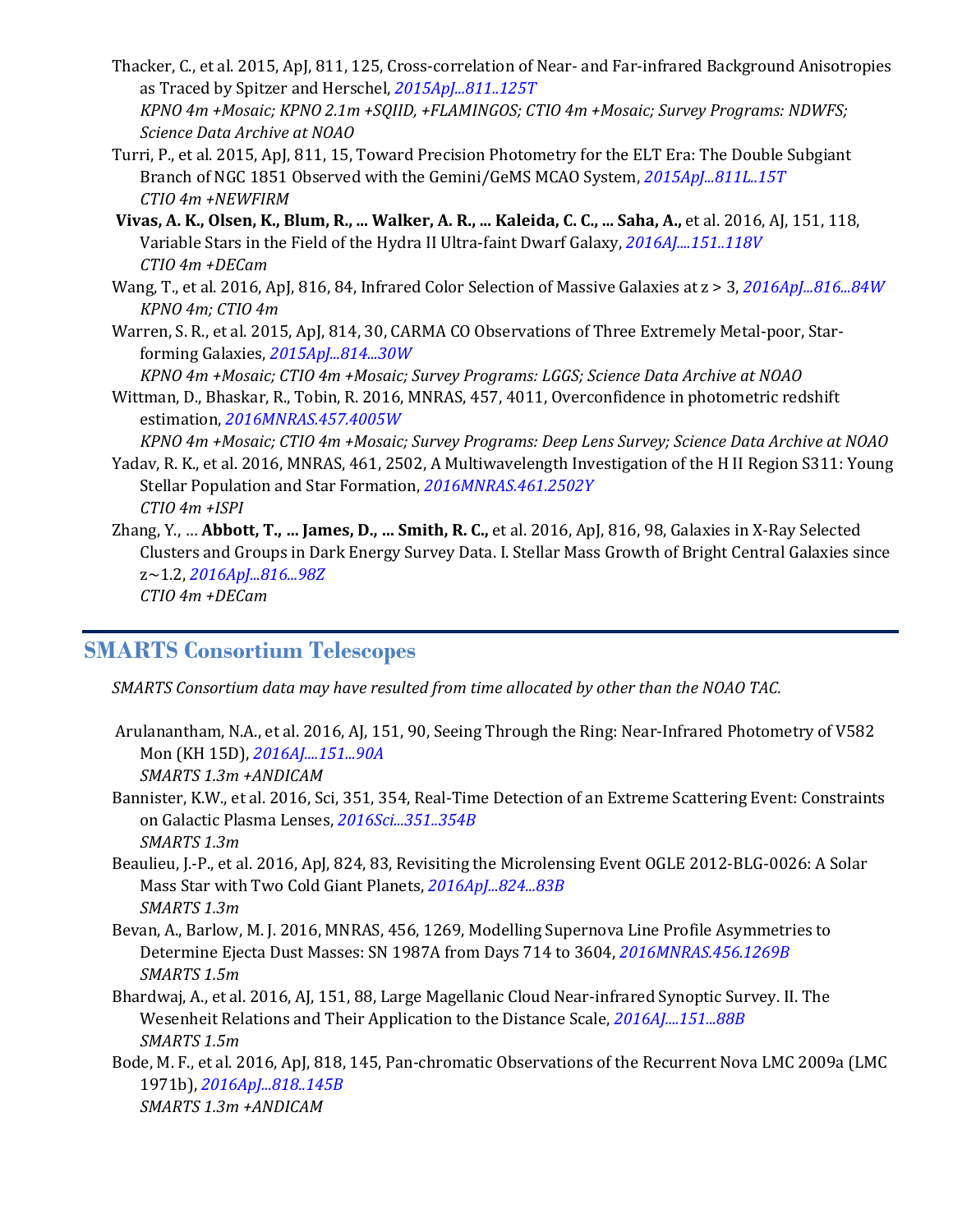Thacker, C., et al. 2015, ApJ, 811, 125, Cross-correlation of Near- and Far-infrared Background Anisotropies as Traced by Spitzer and Herschel, *2015ApJ...811..125T*
*KPNO 4m +Mosaic; KPNO 2.1m +SQIID, +FLAMINGOS; CTIO 4m +Mosaic; Survey Programs: NDWFS; Science Data Archive at NOAO*

Turri, P., et al. 2015, ApJ, 811, 15, Toward Precision Photometry for the ELT Era: The Double Subgiant Branch of NGC 1851 Observed with the Gemini/GeMS MCAO System, *2015ApJ...811L..15T*
*CTIO 4m +NEWFIRM*

**Vivas, A. K., Olsen, K., Blum, R., ... Walker, A. R., ... Kaleida, C. C., ... Saha, A.,** et al. 2016, AJ, 151, 118, Variable Stars in the Field of the Hydra II Ultra-faint Dwarf Galaxy, *2016AJ....151..118V*
*CTIO 4m +DECam*

Wang, T., et al. 2016, ApJ, 816, 84, Infrared Color Selection of Massive Galaxies at z > 3, *2016ApJ...816...84W*
*KPNO 4m; CTIO 4m*

Warren, S. R., et al. 2015, ApJ, 814, 30, CARMA CO Observations of Three Extremely Metal-poor, Star-forming Galaxies, *2015ApJ...814...30W*
*KPNO 4m +Mosaic; CTIO 4m +Mosaic; Survey Programs: LGGS; Science Data Archive at NOAO*

Wittman, D., Bhaskar, R., Tobin, R. 2016, MNRAS, 457, 4011, Overconfidence in photometric redshift estimation, *2016MNRAS.457.4005W*
*KPNO 4m +Mosaic; CTIO 4m +Mosaic; Survey Programs: Deep Lens Survey; Science Data Archive at NOAO*

Yadav, R. K., et al. 2016, MNRAS, 461, 2502, A Multiwavelength Investigation of the H II Region S311: Young Stellar Population and Star Formation, *2016MNRAS.461.2502Y*
*CTIO 4m +ISPI*

Zhang, Y., ... **Abbott, T., ... James, D., ... Smith, R. C.,** et al. 2016, ApJ, 816, 98, Galaxies in X-Ray Selected Clusters and Groups in Dark Energy Survey Data. I. Stellar Mass Growth of Bright Central Galaxies since z~1.2, *2016ApJ...816...98Z*
*CTIO 4m +DECam*

## SMARTS Consortium Telescopes

*SMARTS Consortium data may have resulted from time allocated by other than the NOAO TAC.*

Arulanantham, N.A., et al. 2016, AJ, 151, 90, Seeing Through the Ring: Near-Infrared Photometry of V582 Mon (KH 15D), *2016AJ....151...90A*
*SMARTS 1.3m +ANDICAM*

Bannister, K.W., et al. 2016, Sci, 351, 354, Real-Time Detection of an Extreme Scattering Event: Constraints on Galactic Plasma Lenses, *2016Sci...351..354B*
*SMARTS 1.3m*

Beaulieu, J.-P., et al. 2016, ApJ, 824, 83, Revisiting the Microlensing Event OGLE 2012-BLG-0026: A Solar Mass Star with Two Cold Giant Planets, *2016ApJ...824...83B*
*SMARTS 1.3m*

Bevan, A., Barlow, M. J. 2016, MNRAS, 456, 1269, Modelling Supernova Line Profile Asymmetries to Determine Ejecta Dust Masses: SN 1987A from Days 714 to 3604, *2016MNRAS.456.1269B*
*SMARTS 1.5m*

Bhardwaj, A., et al. 2016, AJ, 151, 88, Large Magellanic Cloud Near-infrared Synoptic Survey. II. The Wesenheit Relations and Their Application to the Distance Scale, *2016AJ....151...88B*
*SMARTS 1.5m*

Bode, M. F., et al. 2016, ApJ, 818, 145, Pan-chromatic Observations of the Recurrent Nova LMC 2009a (LMC 1971b), *2016ApJ...818..145B*
*SMARTS 1.3m +ANDICAM*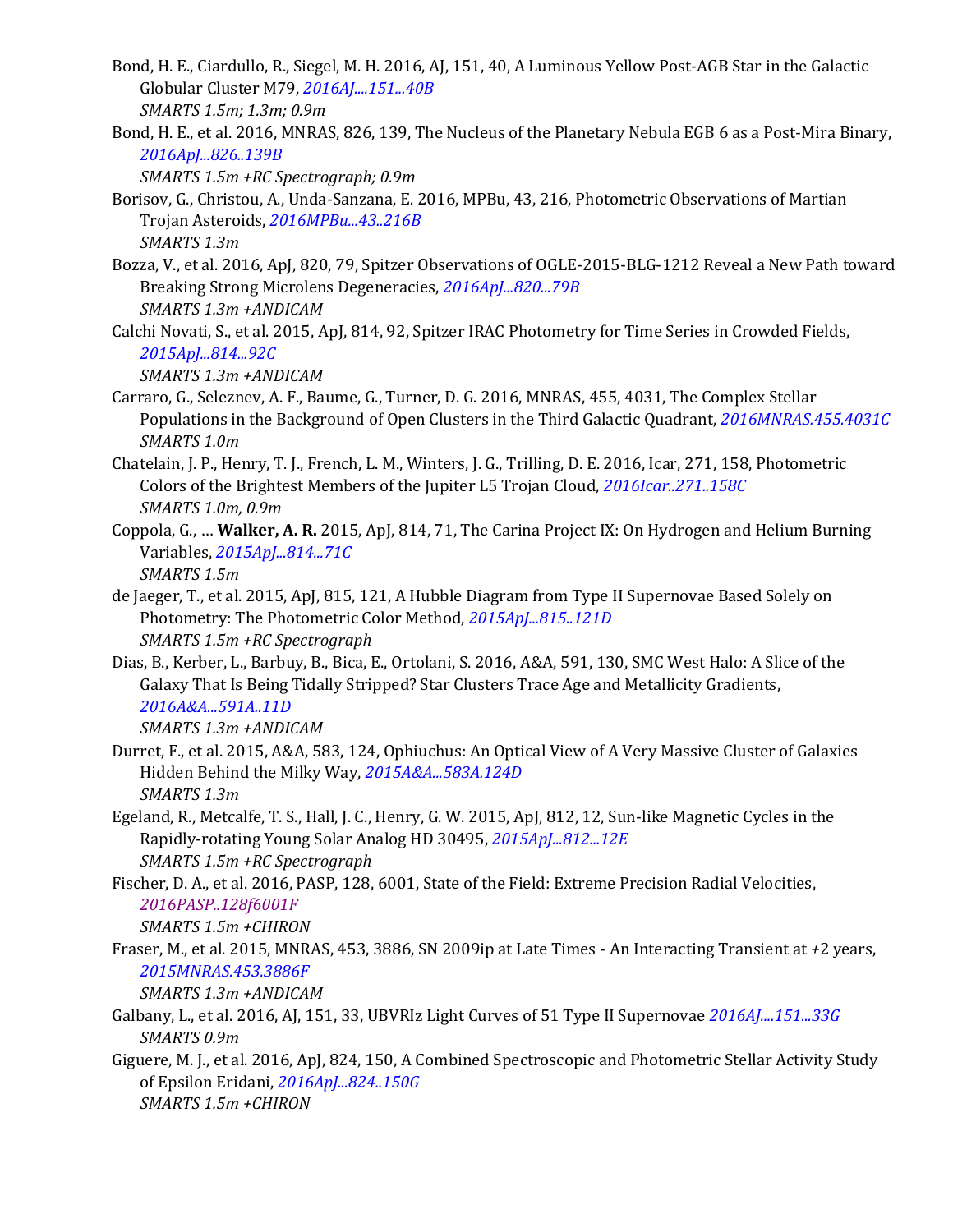Bond, H. E., Ciardullo, R., Siegel, M. H. 2016, AJ, 151, 40, A Luminous Yellow Post-AGB Star in the Galactic Globular Cluster M79, *2016AJ....151...40B*
*SMARTS 1.5m; 1.3m; 0.9m*

Bond, H. E., et al. 2016, MNRAS, 826, 139, The Nucleus of the Planetary Nebula EGB 6 as a Post-Mira Binary, *2016ApJ...826..139B*
*SMARTS 1.5m +RC Spectrograph; 0.9m*

Borisov, G., Christou, A., Unda-Sanzana, E. 2016, MPBu, 43, 216, Photometric Observations of Martian Trojan Asteroids, *2016MPBu...43..216B*
*SMARTS 1.3m*

Bozza, V., et al. 2016, ApJ, 820, 79, Spitzer Observations of OGLE-2015-BLG-1212 Reveal a New Path toward Breaking Strong Microlens Degeneracies, *2016ApJ...820...79B*
*SMARTS 1.3m +ANDICAM*

Calchi Novati, S., et al. 2015, ApJ, 814, 92, Spitzer IRAC Photometry for Time Series in Crowded Fields, *2015ApJ...814...92C*
*SMARTS 1.3m +ANDICAM*

Carraro, G., Seleznev, A. F., Baume, G., Turner, D. G. 2016, MNRAS, 455, 4031, The Complex Stellar Populations in the Background of Open Clusters in the Third Galactic Quadrant, *2016MNRAS.455.4031C*
*SMARTS 1.0m*

Chatelain, J. P., Henry, T. J., French, L. M., Winters, J. G., Trilling, D. E. 2016, Icar, 271, 158, Photometric Colors of the Brightest Members of the Jupiter L5 Trojan Cloud, *2016Icar..271..158C*
*SMARTS 1.0m, 0.9m*

Coppola, G., … **Walker, A. R.** 2015, ApJ, 814, 71, The Carina Project IX: On Hydrogen and Helium Burning Variables, *2015ApJ...814...71C*
*SMARTS 1.5m*

de Jaeger, T., et al. 2015, ApJ, 815, 121, A Hubble Diagram from Type II Supernovae Based Solely on Photometry: The Photometric Color Method, *2015ApJ...815..121D*
*SMARTS 1.5m +RC Spectrograph*

Dias, B., Kerber, L., Barbuy, B., Bica, E., Ortolani, S. 2016, A&A, 591, 130, SMC West Halo: A Slice of the Galaxy That Is Being Tidally Stripped? Star Clusters Trace Age and Metallicity Gradients, *2016A&A...591A..11D*
*SMARTS 1.3m +ANDICAM*

Durret, F., et al. 2015, A&A, 583, 124, Ophiuchus: An Optical View of A Very Massive Cluster of Galaxies Hidden Behind the Milky Way, *2015A&A...583A.124D*
*SMARTS 1.3m*

Egeland, R., Metcalfe, T. S., Hall, J. C., Henry, G. W. 2015, ApJ, 812, 12, Sun-like Magnetic Cycles in the Rapidly-rotating Young Solar Analog HD 30495, *2015ApJ...812...12E*
*SMARTS 1.5m +RC Spectrograph*

Fischer, D. A., et al. 2016, PASP, 128, 6001, State of the Field: Extreme Precision Radial Velocities, *2016PASP..128f6001F*
*SMARTS 1.5m +CHIRON*

Fraser, M., et al. 2015, MNRAS, 453, 3886, SN 2009ip at Late Times - An Interacting Transient at +2 years, *2015MNRAS.453.3886F*
*SMARTS 1.3m +ANDICAM*

Galbany, L., et al. 2016, AJ, 151, 33, UBVRIz Light Curves of 51 Type II Supernovae *2016AJ....151...33G*
*SMARTS 0.9m*

Giguere, M. J., et al. 2016, ApJ, 824, 150, A Combined Spectroscopic and Photometric Stellar Activity Study of Epsilon Eridani, *2016ApJ...824..150G*
*SMARTS 1.5m +CHIRON*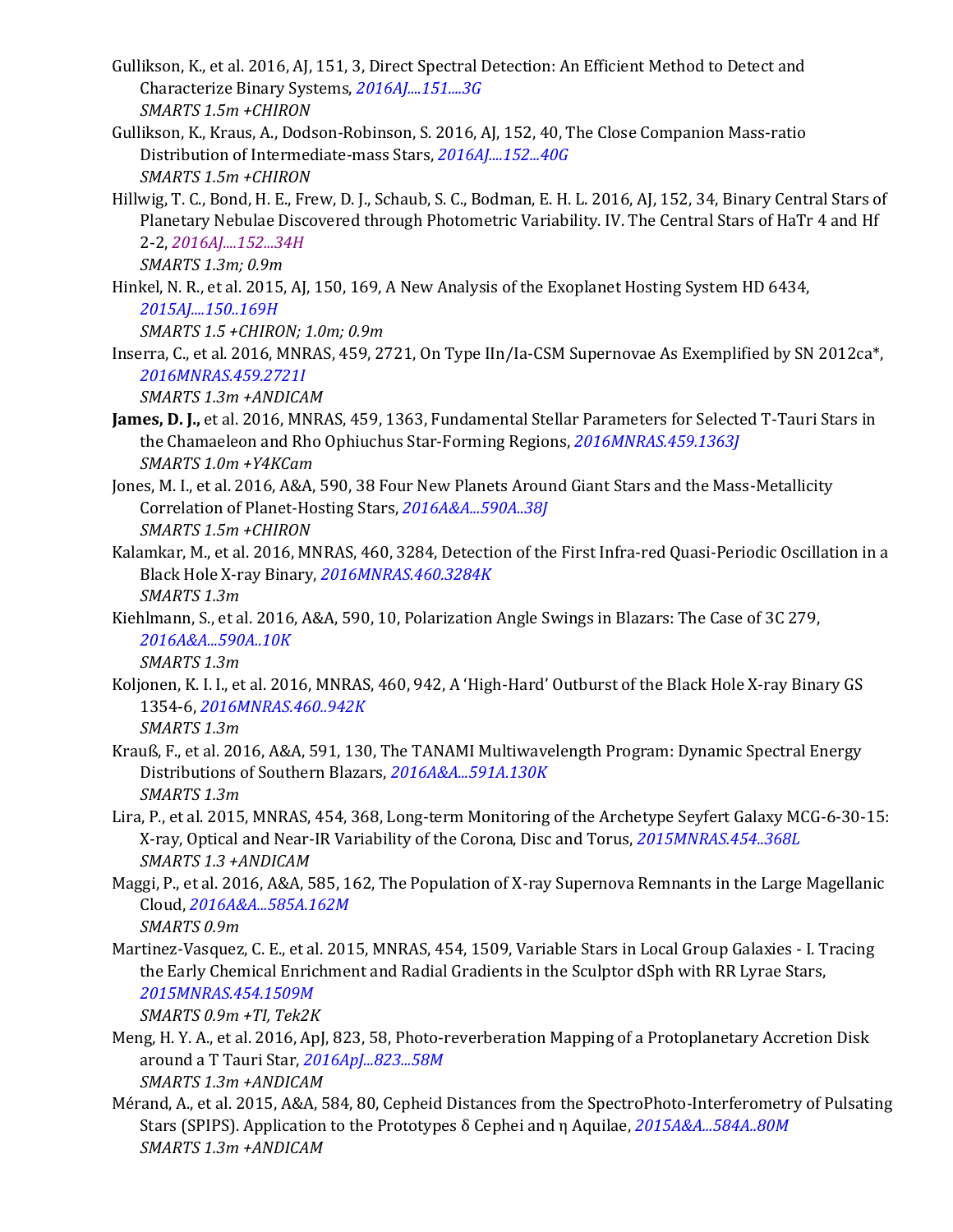Gullikson, K., et al. 2016, AJ, 151, 3, Direct Spectral Detection: An Efficient Method to Detect and Characterize Binary Systems, *2016AJ....151....3G*
*SMARTS 1.5m +CHIRON*

Gullikson, K., Kraus, A., Dodson-Robinson, S. 2016, AJ, 152, 40, The Close Companion Mass-ratio Distribution of Intermediate-mass Stars, *2016AJ....152...40G*
*SMARTS 1.5m +CHIRON*

Hillwig, T. C., Bond, H. E., Frew, D. J., Schaub, S. C., Bodman, E. H. L. 2016, AJ, 152, 34, Binary Central Stars of Planetary Nebulae Discovered through Photometric Variability. IV. The Central Stars of HaTr 4 and Hf 2-2, *2016AJ....152...34H*
*SMARTS 1.3m; 0.9m*

Hinkel, N. R., et al. 2015, AJ, 150, 169, A New Analysis of the Exoplanet Hosting System HD 6434, *2015AJ....150..169H*
*SMARTS 1.5 +CHIRON; 1.0m; 0.9m*

Inserra, C., et al. 2016, MNRAS, 459, 2721, On Type IIn/Ia-CSM Supernovae As Exemplified by SN 2012ca*, *2016MNRAS.459.2721I*
*SMARTS 1.3m +ANDICAM*

**James, D. J.,** et al. 2016, MNRAS, 459, 1363, Fundamental Stellar Parameters for Selected T-Tauri Stars in the Chamaeleon and Rho Ophiuchus Star-Forming Regions, *2016MNRAS.459.1363J*
*SMARTS 1.0m +Y4KCam*

Jones, M. I., et al. 2016, A&A, 590, 38 Four New Planets Around Giant Stars and the Mass-Metallicity Correlation of Planet-Hosting Stars, *2016A&A...590A..38J*
*SMARTS 1.5m +CHIRON*

Kalamkar, M., et al. 2016, MNRAS, 460, 3284, Detection of the First Infra-red Quasi-Periodic Oscillation in a Black Hole X-ray Binary, *2016MNRAS.460.3284K*
*SMARTS 1.3m*

Kiehlmann, S., et al. 2016, A&A, 590, 10, Polarization Angle Swings in Blazars: The Case of 3C 279, *2016A&A...590A..10K*
*SMARTS 1.3m*

Koljonen, K. I. I., et al. 2016, MNRAS, 460, 942, A 'High-Hard' Outburst of the Black Hole X-ray Binary GS 1354-6, *2016MNRAS.460..942K*
*SMARTS 1.3m*

Krauß, F., et al. 2016, A&A, 591, 130, The TANAMI Multiwavelength Program: Dynamic Spectral Energy Distributions of Southern Blazars, *2016A&A...591A.130K*
*SMARTS 1.3m*

Lira, P., et al. 2015, MNRAS, 454, 368, Long-term Monitoring of the Archetype Seyfert Galaxy MCG-6-30-15: X-ray, Optical and Near-IR Variability of the Corona, Disc and Torus, *2015MNRAS.454..368L*
*SMARTS 1.3 +ANDICAM*

Maggi, P., et al. 2016, A&A, 585, 162, The Population of X-ray Supernova Remnants in the Large Magellanic Cloud, *2016A&A...585A.162M*
*SMARTS 0.9m*

Martinez-Vasquez, C. E., et al. 2015, MNRAS, 454, 1509, Variable Stars in Local Group Galaxies - I. Tracing the Early Chemical Enrichment and Radial Gradients in the Sculptor dSph with RR Lyrae Stars, *2015MNRAS.454.1509M*
*SMARTS 0.9m +TI, Tek2K*

Meng, H. Y. A., et al. 2016, ApJ, 823, 58, Photo-reverberation Mapping of a Protoplanetary Accretion Disk around a T Tauri Star, *2016ApJ...823...58M*
*SMARTS 1.3m +ANDICAM*

Mérand, A., et al. 2015, A&A, 584, 80, Cepheid Distances from the SpectroPhoto-Interferometry of Pulsating Stars (SPIPS). Application to the Prototypes δ Cephei and η Aquilae, *2015A&A...584A..80M*
*SMARTS 1.3m +ANDICAM*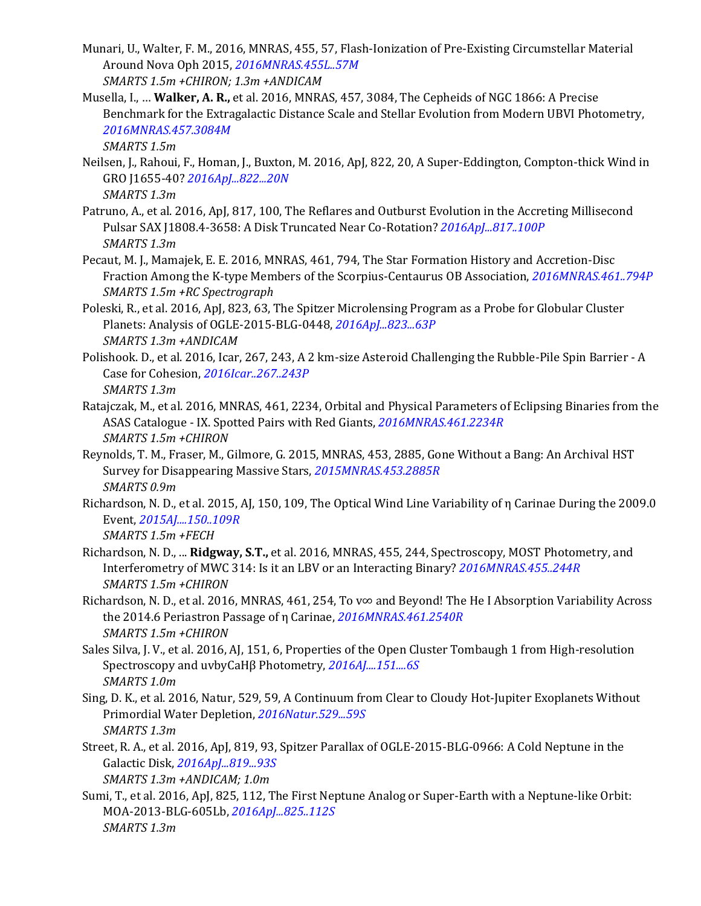Munari, U., Walter, F. M., 2016, MNRAS, 455, 57, Flash-Ionization of Pre-Existing Circumstellar Material Around Nova Oph 2015, *2016MNRAS.455L..57M*
*SMARTS 1.5m +CHIRON; 1.3m +ANDICAM*

Musella, I., … **Walker, A. R.,** et al. 2016, MNRAS, 457, 3084, The Cepheids of NGC 1866: A Precise Benchmark for the Extragalactic Distance Scale and Stellar Evolution from Modern UBVI Photometry, *2016MNRAS.457.3084M*
*SMARTS 1.5m*

Neilsen, J., Rahoui, F., Homan, J., Buxton, M. 2016, ApJ, 822, 20, A Super-Eddington, Compton-thick Wind in GRO J1655-40? *2016ApJ...822...20N*
*SMARTS 1.3m*

Patruno, A., et al. 2016, ApJ, 817, 100, The Reflares and Outburst Evolution in the Accreting Millisecond Pulsar SAX J1808.4-3658: A Disk Truncated Near Co-Rotation? *2016ApJ...817..100P*
*SMARTS 1.3m*

Pecaut, M. J., Mamajek, E. E. 2016, MNRAS, 461, 794, The Star Formation History and Accretion-Disc Fraction Among the K-type Members of the Scorpius-Centaurus OB Association, *2016MNRAS.461..794P*
*SMARTS 1.5m +RC Spectrograph*

Poleski, R., et al. 2016, ApJ, 823, 63, The Spitzer Microlensing Program as a Probe for Globular Cluster Planets: Analysis of OGLE-2015-BLG-0448, *2016ApJ...823...63P*
*SMARTS 1.3m +ANDICAM*

Polishook. D., et al. 2016, Icar, 267, 243, A 2 km-size Asteroid Challenging the Rubble-Pile Spin Barrier - A Case for Cohesion, *2016Icar..267..243P*
*SMARTS 1.3m*

Ratajczak, M., et al. 2016, MNRAS, 461, 2234, Orbital and Physical Parameters of Eclipsing Binaries from the ASAS Catalogue - IX. Spotted Pairs with Red Giants, *2016MNRAS.461.2234R*
*SMARTS 1.5m +CHIRON*

Reynolds, T. M., Fraser, M., Gilmore, G. 2015, MNRAS, 453, 2885, Gone Without a Bang: An Archival HST Survey for Disappearing Massive Stars, *2015MNRAS.453.2885R*
*SMARTS 0.9m*

Richardson, N. D., et al. 2015, AJ, 150, 109, The Optical Wind Line Variability of η Carinae During the 2009.0 Event, *2015AJ....150..109R*
*SMARTS 1.5m +FECH*

Richardson, N. D., ... **Ridgway, S.T.,** et al. 2016, MNRAS, 455, 244, Spectroscopy, MOST Photometry, and Interferometry of MWC 314: Is it an LBV or an Interacting Binary? *2016MNRAS.455..244R*
*SMARTS 1.5m +CHIRON*

Richardson, N. D., et al. 2016, MNRAS, 461, 254, To v∞ and Beyond! The He I Absorption Variability Across the 2014.6 Periastron Passage of η Carinae, *2016MNRAS.461.2540R*
*SMARTS 1.5m +CHIRON*

Sales Silva, J. V., et al. 2016, AJ, 151, 6, Properties of the Open Cluster Tombaugh 1 from High-resolution Spectroscopy and uvbyCaHβ Photometry, *2016AJ....151....6S*
*SMARTS 1.0m*

Sing, D. K., et al. 2016, Natur, 529, 59, A Continuum from Clear to Cloudy Hot-Jupiter Exoplanets Without Primordial Water Depletion, *2016Natur.529...59S*
*SMARTS 1.3m*

Street, R. A., et al. 2016, ApJ, 819, 93, Spitzer Parallax of OGLE-2015-BLG-0966: A Cold Neptune in the Galactic Disk, *2016ApJ...819...93S*
*SMARTS 1.3m +ANDICAM; 1.0m*

Sumi, T., et al. 2016, ApJ, 825, 112, The First Neptune Analog or Super-Earth with a Neptune-like Orbit: MOA-2013-BLG-605Lb, *2016ApJ...825..112S*
*SMARTS 1.3m*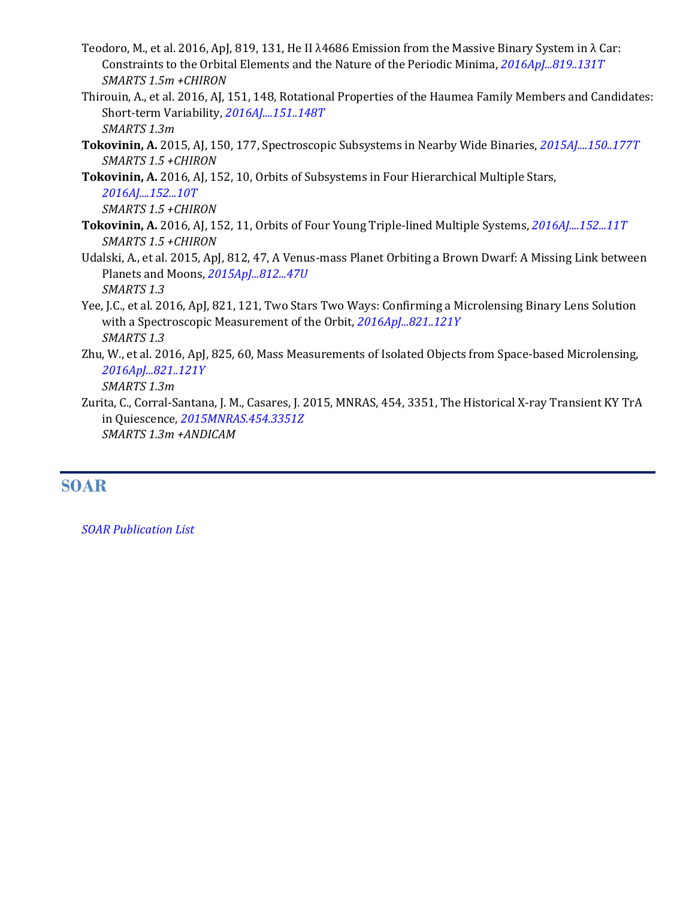Teodoro, M., et al. 2016, ApJ, 819, 131, He II λ4686 Emission from the Massive Binary System in λ Car: Constraints to the Orbital Elements and the Nature of the Periodic Minima, *2016ApJ...819..131T*
*SMARTS 1.5m +CHIRON*

Thirouin, A., et al. 2016, AJ, 151, 148, Rotational Properties of the Haumea Family Members and Candidates: Short-term Variability, *2016AJ....151..148T*
*SMARTS 1.3m*

**Tokovinin, A.** 2015, AJ, 150, 177, Spectroscopic Subsystems in Nearby Wide Binaries, *2015AJ....150..177T*
*SMARTS 1.5 +CHIRON*

**Tokovinin, A.** 2016, AJ, 152, 10, Orbits of Subsystems in Four Hierarchical Multiple Stars, *2016AJ....152...10T*
*SMARTS 1.5 +CHIRON*

**Tokovinin, A.** 2016, AJ, 152, 11, Orbits of Four Young Triple-lined Multiple Systems, *2016AJ....152...11T*
*SMARTS 1.5 +CHIRON*

Udalski, A., et al. 2015, ApJ, 812, 47, A Venus-mass Planet Orbiting a Brown Dwarf: A Missing Link between Planets and Moons, *2015ApJ...812...47U*
*SMARTS 1.3*

Yee, J.C., et al. 2016, ApJ, 821, 121, Two Stars Two Ways: Confirming a Microlensing Binary Lens Solution with a Spectroscopic Measurement of the Orbit, *2016ApJ...821..121Y*
*SMARTS 1.3*

Zhu, W., et al. 2016, ApJ, 825, 60, Mass Measurements of Isolated Objects from Space-based Microlensing, *2016ApJ...821..121Y*
*SMARTS 1.3m*

Zurita, C., Corral-Santana, J. M., Casares, J. 2015, MNRAS, 454, 3351, The Historical X-ray Transient KY TrA in Quiescence, *2015MNRAS.454.3351Z*
*SMARTS 1.3m +ANDICAM*

# SOAR

*SOAR Publication List*